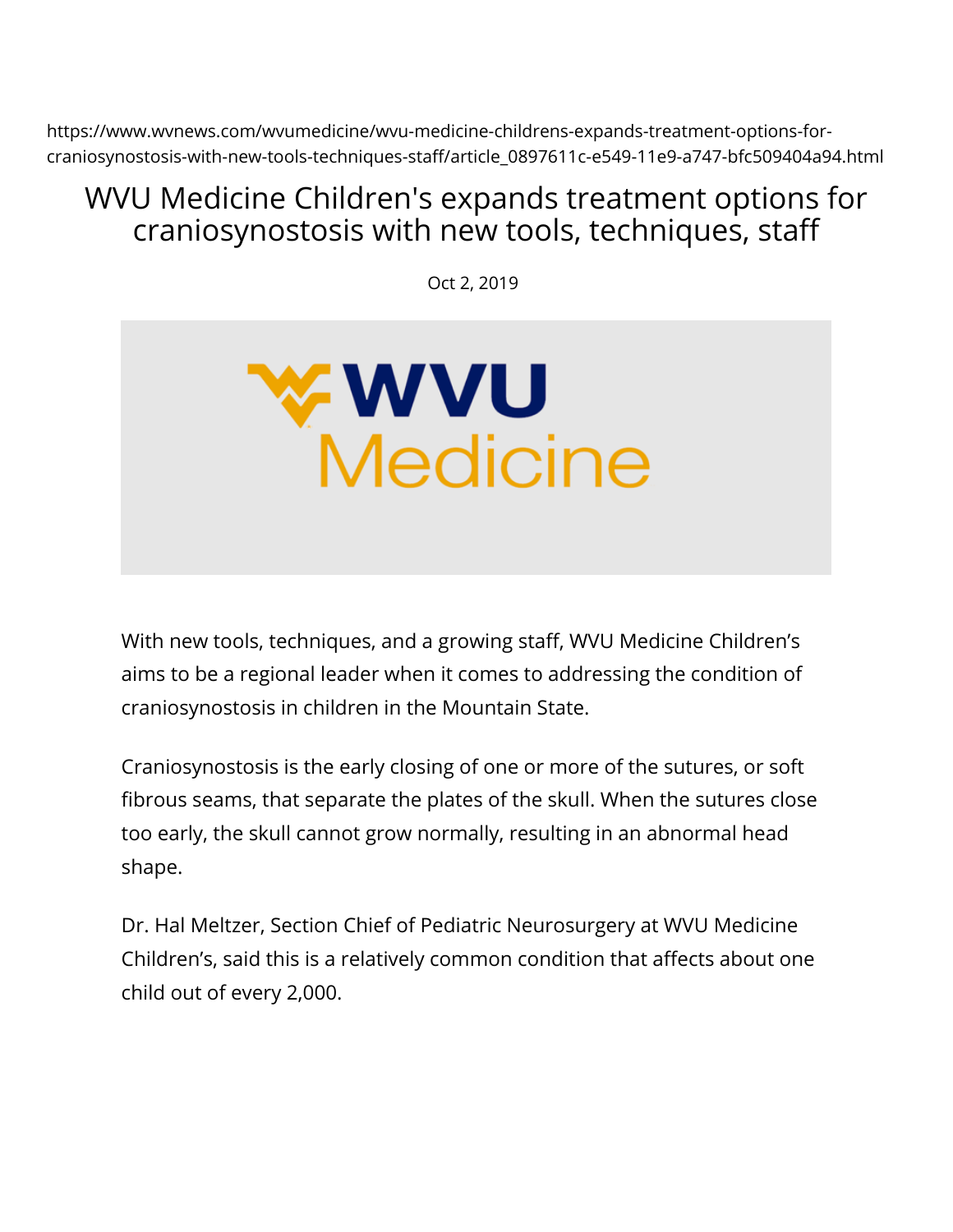https://www.wvnews.com/wvumedicine/wvu-medicine-childrens-expands-treatment-options-for-craniosynostosis-with-new-tools-techniques-staff/article_0897611c-e549-11e9-a747-bfc509404a94.html

# WVU Medicine Children's expands treatment options for craniosynostosis with new tools, techniques, staff

Oct 2, 2019

With new tools, techniques, and a growing staff, WVU Medicine Children's aims to be a regional leader when it comes to addressing the condition of craniosynostosis in children in the Mountain State.

Craniosynostosis is the early closing of one or more of the sutures, or soft fibrous seams, that separate the plates of the skull. When the sutures close too early, the skull cannot grow normally, resulting in an abnormal head shape.

Dr. Hal Meltzer, Section Chief of Pediatric Neurosurgery at WVU Medicine Children's, said this is a relatively common condition that affects about one child out of every 2,000.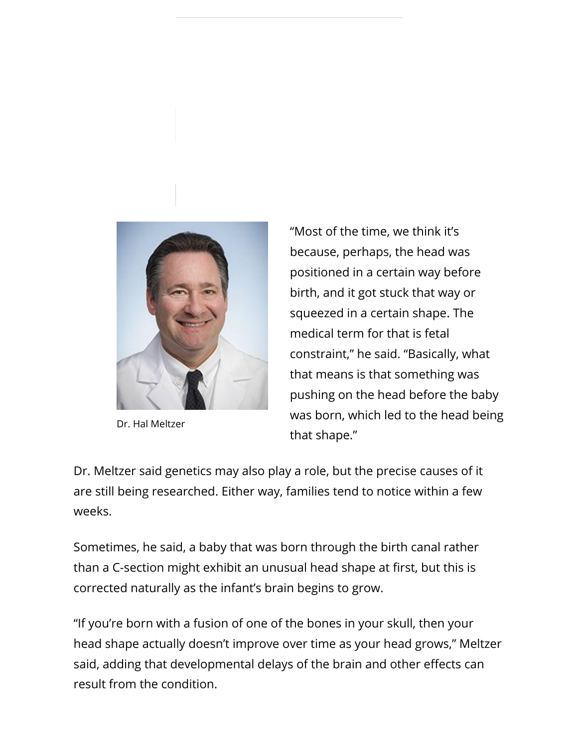Dr. Hal Meltzer

“Most of the time, we think it’s because, perhaps, the head was positioned in a certain way before birth, and it got stuck that way or squeezed in a certain shape. The medical term for that is fetal constraint,” he said. “Basically, what that means is that something was pushing on the head before the baby was born, which led to the head being that shape.”

Dr. Meltzer said genetics may also play a role, but the precise causes of it are still being researched. Either way, families tend to notice within a few weeks.

Sometimes, he said, a baby that was born through the birth canal rather than a C-section might exhibit an unusual head shape at first, but this is corrected naturally as the infant’s brain begins to grow.

“If you’re born with a fusion of one of the bones in your skull, then your head shape actually doesn’t improve over time as your head grows,” Meltzer said, adding that developmental delays of the brain and other effects can result from the condition.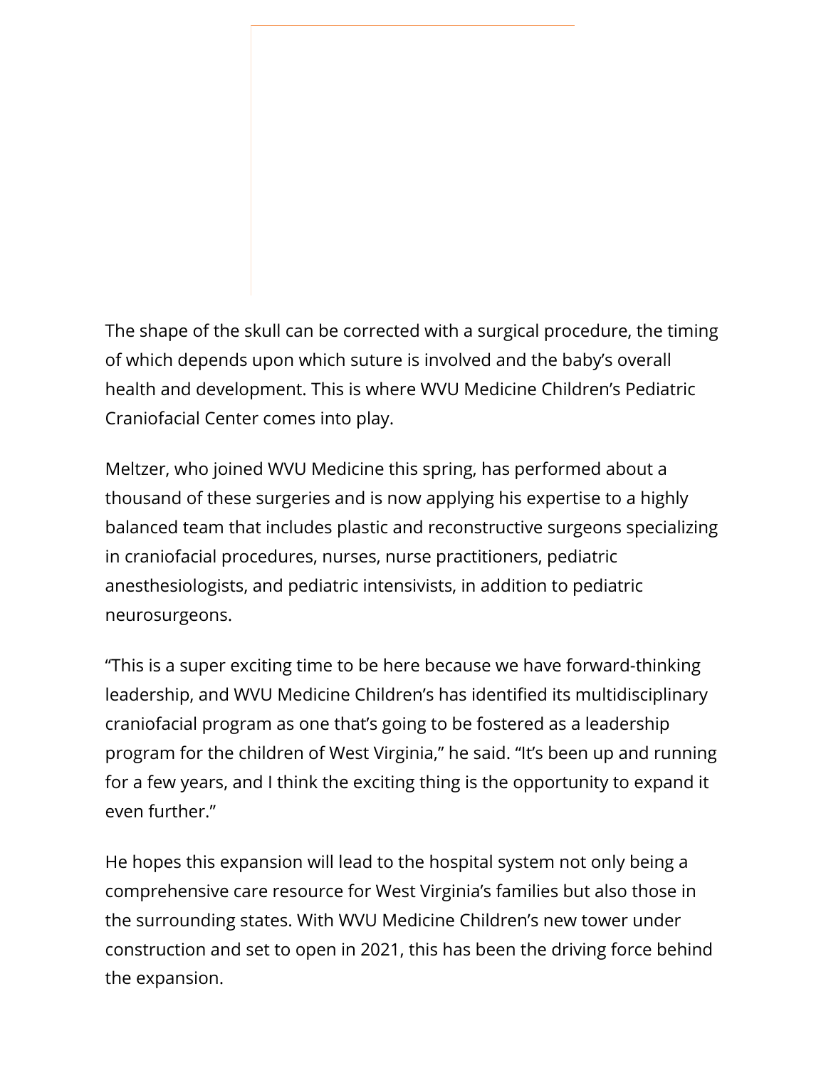The shape of the skull can be corrected with a surgical procedure, the timing of which depends upon which suture is involved and the baby's overall health and development. This is where WVU Medicine Children's Pediatric Craniofacial Center comes into play.

Meltzer, who joined WVU Medicine this spring, has performed about a thousand of these surgeries and is now applying his expertise to a highly balanced team that includes plastic and reconstructive surgeons specializing in craniofacial procedures, nurses, nurse practitioners, pediatric anesthesiologists, and pediatric intensivists, in addition to pediatric neurosurgeons.

"This is a super exciting time to be here because we have forward-thinking leadership, and WVU Medicine Children's has identified its multidisciplinary craniofacial program as one that's going to be fostered as a leadership program for the children of West Virginia," he said. "It's been up and running for a few years, and I think the exciting thing is the opportunity to expand it even further."

He hopes this expansion will lead to the hospital system not only being a comprehensive care resource for West Virginia's families but also those in the surrounding states. With WVU Medicine Children's new tower under construction and set to open in 2021, this has been the driving force behind the expansion.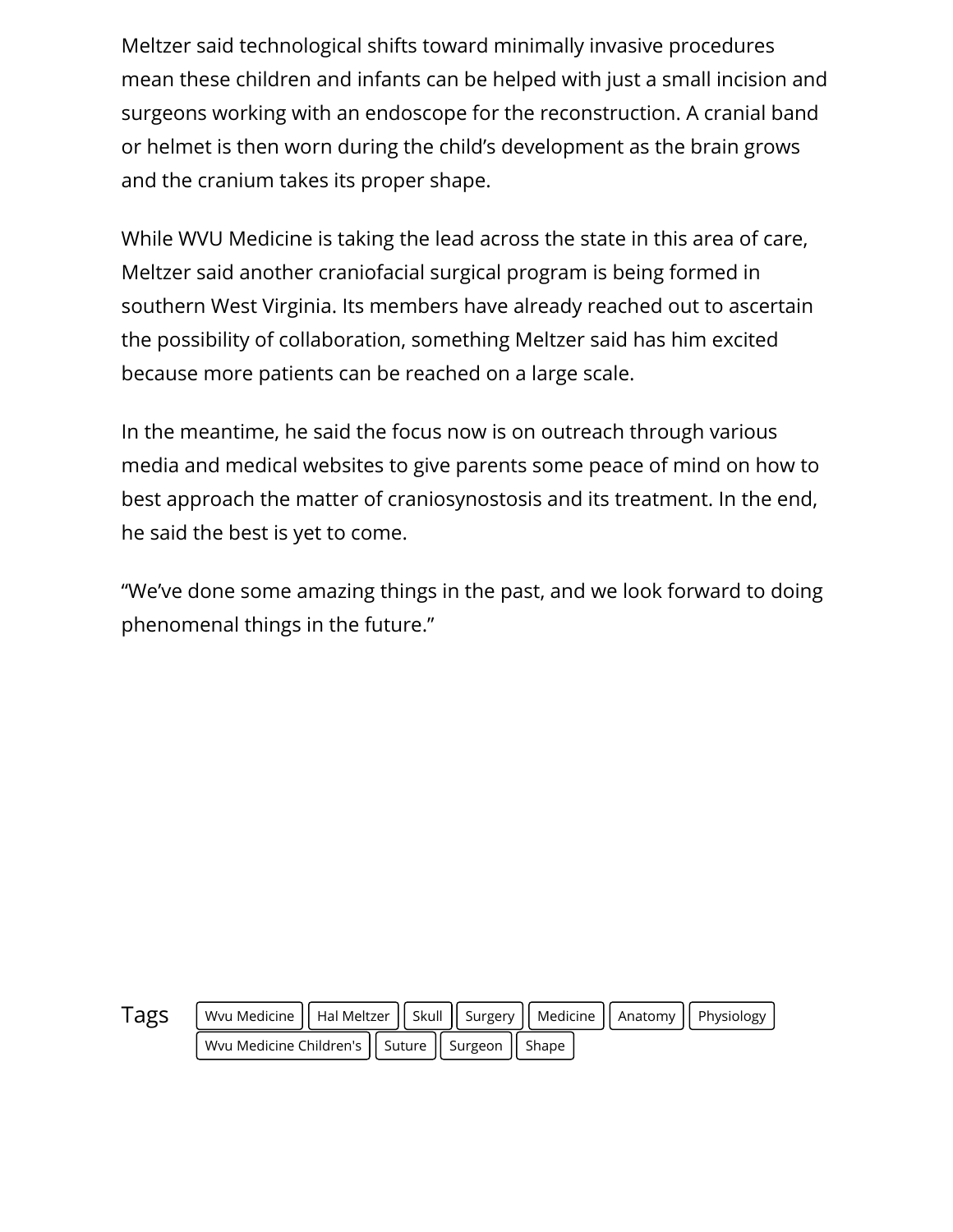Meltzer said technological shifts toward minimally invasive procedures mean these children and infants can be helped with just a small incision and surgeons working with an endoscope for the reconstruction. A cranial band or helmet is then worn during the child's development as the brain grows and the cranium takes its proper shape.

While WVU Medicine is taking the lead across the state in this area of care, Meltzer said another craniofacial surgical program is being formed in southern West Virginia. Its members have already reached out to ascertain the possibility of collaboration, something Meltzer said has him excited because more patients can be reached on a large scale.

In the meantime, he said the focus now is on outreach through various media and medical websites to give parents some peace of mind on how to best approach the matter of craniosynostosis and its treatment. In the end, he said the best is yet to come.

"We've done some amazing things in the past, and we look forward to doing phenomenal things in the future."

Tags: Wvu Medicine, Hal Meltzer, Skull, Surgery, Medicine, Anatomy, Physiology, Wvu Medicine Children's, Suture, Surgeon, Shape